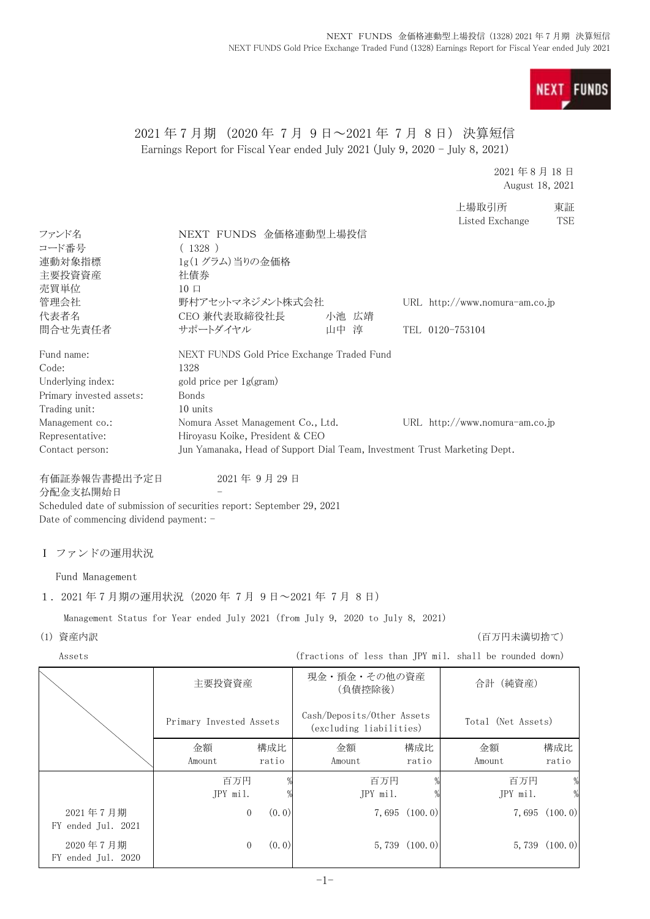# 2021 年 7 月期（2020 年 7 月 9 日～2021 年 7 月 8 日）決算短信

Earnings Report for Fiscal Year ended July 2021 (July 9, 2020 – July 8, 2021)

2021 年 8 月 18 日
August 18, 2021

上場取引所 東証
Listed Exchange TSE

| | | | |
|---|---|---|---|
| ファンド名 | NEXT FUNDS 金価格連動型上場投信 | | |
| コード番号 | ( 1328 ) | | |
| 連動対象指標 | 1g(1 グラム)当りの金価格 | | |
| 主要投資資産 | 社債券 | | |
| 売買単位 | 10 口 | | |
| 管理会社 | 野村アセットマネジメント株式会社 | | URL http://www.nomura-am.co.jp |
| 代表者名 | CEO 兼代表取締役社長 | 小池 広靖 | |
| 問合せ先責任者 | サポートダイヤル | 山中 淳 | TEL 0120-753104 |

| | | |
|---|---|---|
| Fund name: | NEXT FUNDS Gold Price Exchange Traded Fund | |
| Code: | 1328 | |
| Underlying index: | gold price per 1g(gram) | |
| Primary invested assets: | Bonds | |
| Trading unit: | 10 units | |
| Management co.: | Nomura Asset Management Co., Ltd. | URL http://www.nomura-am.co.jp |
| Representative: | Hiroyasu Koike, President & CEO | |
| Contact person: | Jun Yamanaka, Head of Support Dial Team, Investment Trust Marketing Dept. | |

有価証券報告書提出予定日　　2021 年 9 月 29 日
分配金支払開始日　　－
Scheduled date of submission of securities report: September 29, 2021
Date of commencing dividend payment: –

## Ⅰ ファンドの運用状況

Fund Management

### 1．2021 年 7 月期の運用状況（2020 年 7 月 9 日～2021 年 7 月 8 日）

Management Status for Year ended July 2021 (from July 9, 2020 to July 8, 2021)

(1) 資産内訳　　（百万円未満切捨て）

Assets　　(fractions of less than JPY mil. shall be rounded down)

| | 主要投資資産 Primary Invested Assets | | 現金・預金・その他の資産（負債控除後） Cash/Deposits/Other Assets (excluding liabilities) | | 合計（純資産） Total (Net Assets) | |
|---|---|---|---|---|---|---|
| | 金額 Amount | 構成比 ratio | 金額 Amount | 構成比 ratio | 金額 Amount | 構成比 ratio |
| | 百万円 JPY mil. | % % | 百万円 JPY mil. | % % | 百万円 JPY mil. | % % |
| 2021 年 7 月期 FY ended Jul. 2021 | 0 | (0.0) | 7,695 | (100.0) | 7,695 | (100.0) |
| 2020 年 7 月期 FY ended Jul. 2020 | 0 | (0.0) | 5,739 | (100.0) | 5,739 | (100.0) |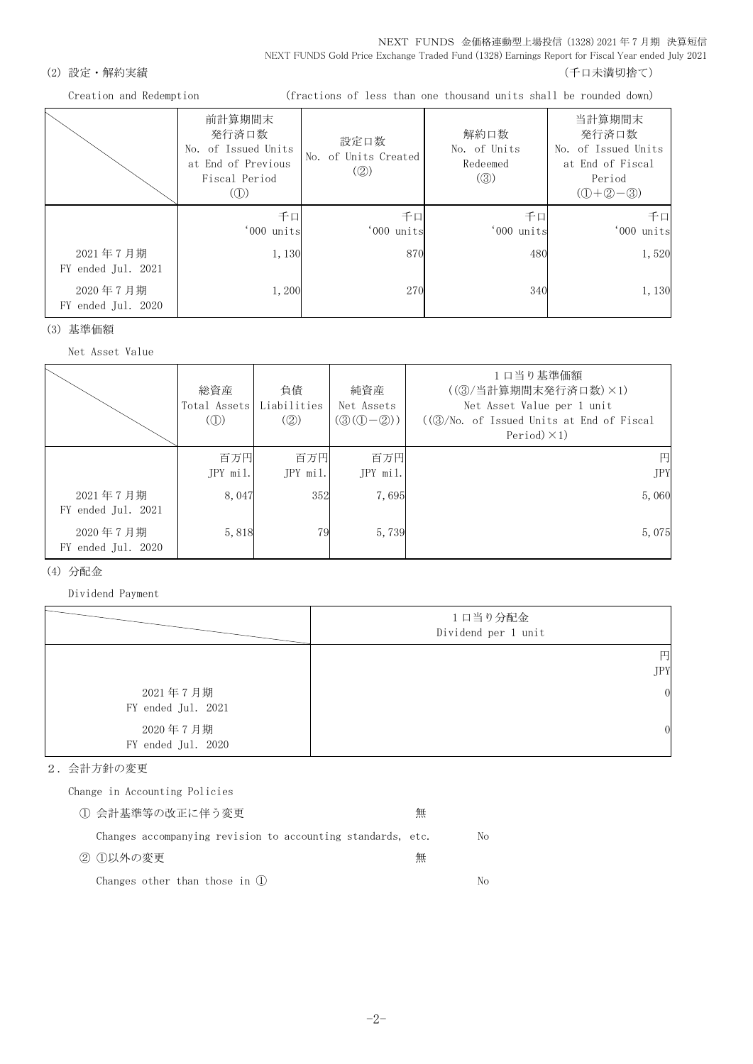### (2) 設定・解約実績

Creation and Redemption

（千口未満切捨て）

(fractions of less than one thousand units shall be rounded down)

| | 前計算期間末発行済口数 No. of Issued Units at End of Previous Fiscal Period (①) | 設定口数 No. of Units Created (②) | 解約口数 No. of Units Redeemed (③) | 当計算期間末発行済口数 No. of Issued Units at End of Fiscal Period (①+②−③) |
|---|---|---|---|---|
| | 千口 '000 units | 千口 '000 units | 千口 '000 units | 千口 '000 units |
| 2021年7月期 FY ended Jul. 2021 | 1,130 | 870 | 480 | 1,520 |
| 2020年7月期 FY ended Jul. 2020 | 1,200 | 270 | 340 | 1,130 |

### (3) 基準価額

Net Asset Value

| | 総資産 Total Assets (①) | 負債 Liabilities (②) | 純資産 Net Assets (③(①−②)) | 1口当り基準価額 ((③/当計算期間末発行済口数)×1) Net Asset Value per 1 unit ((③/No. of Issued Units at End of Fiscal Period)×1) |
|---|---|---|---|---|
| | 百万円 JPY mil. | 百万円 JPY mil. | 百万円 JPY mil. | 円 JPY |
| 2021年7月期 FY ended Jul. 2021 | 8,047 | 352 | 7,695 | 5,060 |
| 2020年7月期 FY ended Jul. 2020 | 5,818 | 79 | 5,739 | 5,075 |

### (4) 分配金

Dividend Payment

| | 1口当り分配金 Dividend per 1 unit |
|---|---|
| | 円 JPY |
| 2021年7月期 FY ended Jul. 2021 | 0 |
| 2020年7月期 FY ended Jul. 2020 | 0 |

## 2. 会計方針の変更

Change in Accounting Policies

① 会計基準等の改正に伴う変更　無

Changes accompanying revision to accounting standards, etc.　No

② ①以外の変更　無

Changes other than those in ①　No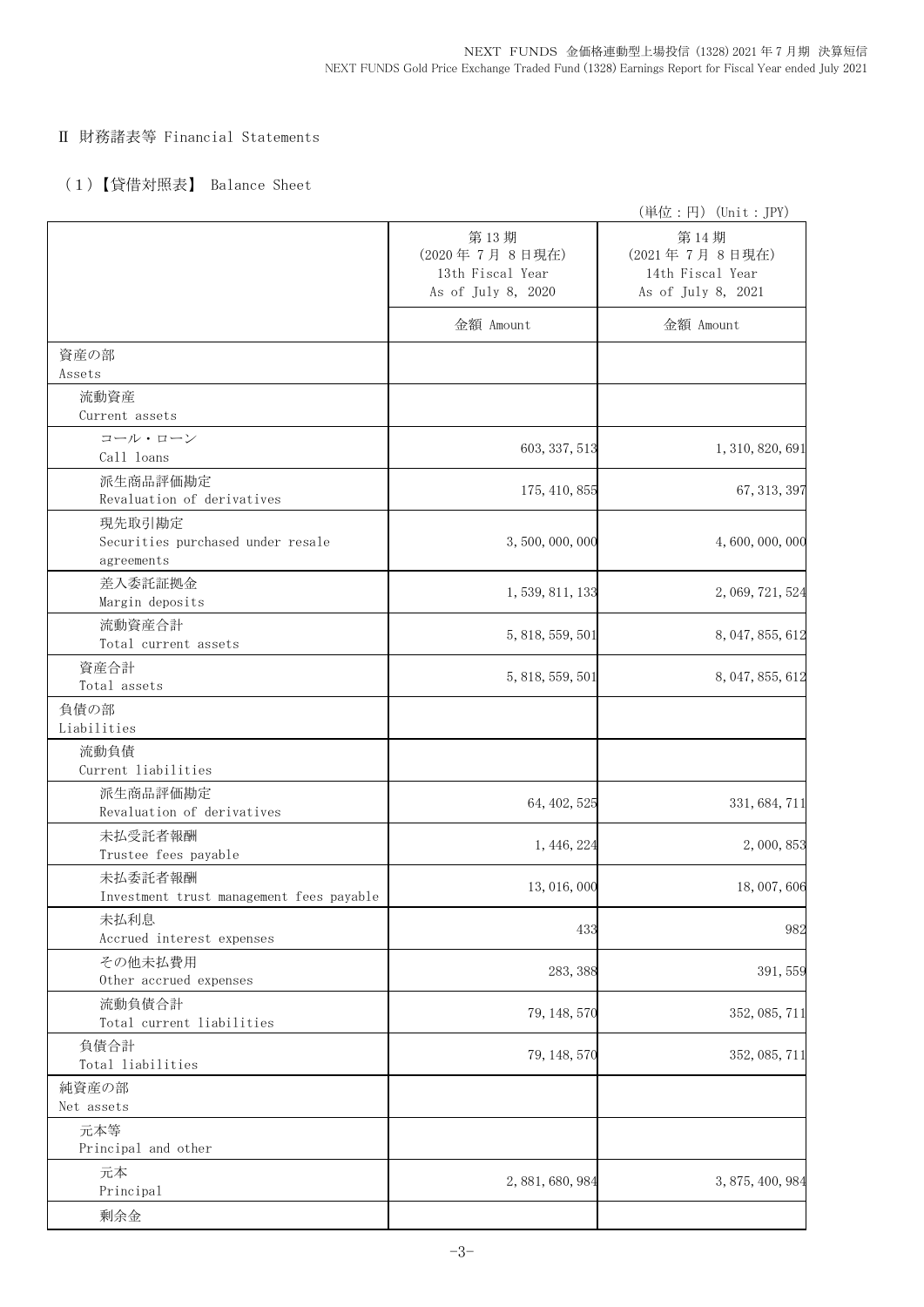## Ⅱ 財務諸表等 Financial Statements

### （1）【貸借対照表】 Balance Sheet

（単位：円）（Unit：JPY）

| | 第13期<br>(2020年7月8日現在)<br>13th Fiscal Year<br>As of July 8, 2020 | 第14期<br>(2021年7月8日現在)<br>14th Fiscal Year<br>As of July 8, 2021 |
|---|---|---|
| | 金額 Amount | 金額 Amount |
| 資産の部<br>Assets | | |
| 流動資産<br>Current assets | | |
| コール・ローン<br>Call loans | 603,337,513 | 1,310,820,691 |
| 派生商品評価勘定<br>Revaluation of derivatives | 175,410,855 | 67,313,397 |
| 現先取引勘定<br>Securities purchased under resale agreements | 3,500,000,000 | 4,600,000,000 |
| 差入委託証拠金<br>Margin deposits | 1,539,811,133 | 2,069,721,524 |
| 流動資産合計<br>Total current assets | 5,818,559,501 | 8,047,855,612 |
| 資産合計<br>Total assets | 5,818,559,501 | 8,047,855,612 |
| 負債の部<br>Liabilities | | |
| 流動負債<br>Current liabilities | | |
| 派生商品評価勘定<br>Revaluation of derivatives | 64,402,525 | 331,684,711 |
| 未払受託者報酬<br>Trustee fees payable | 1,446,224 | 2,000,853 |
| 未払委託者報酬<br>Investment trust management fees payable | 13,016,000 | 18,007,606 |
| 未払利息<br>Accrued interest expenses | 433 | 982 |
| その他未払費用<br>Other accrued expenses | 283,388 | 391,559 |
| 流動負債合計<br>Total current liabilities | 79,148,570 | 352,085,711 |
| 負債合計<br>Total liabilities | 79,148,570 | 352,085,711 |
| 純資産の部<br>Net assets | | |
| 元本等<br>Principal and other | | |
| 元本<br>Principal | 2,881,680,984 | 3,875,400,984 |
| 剰余金 | | |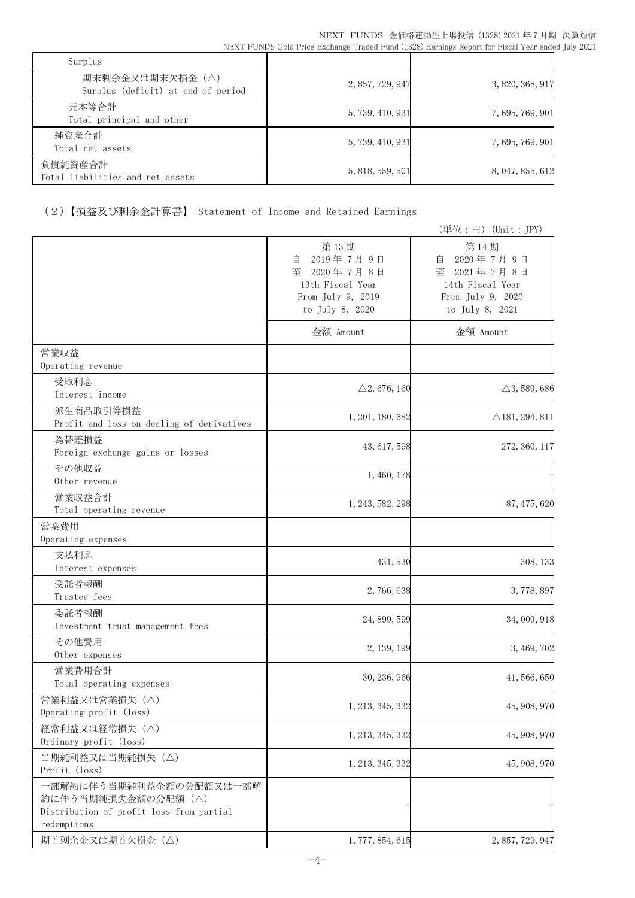| | | |
|---|---|---|
| Surplus | | |
| 期末剰余金又は期末欠損金（△）<br>Surplus (deficit) at end of period | 2, 857, 729, 947 | 3, 820, 368, 917 |
| 元本等合計<br>Total principal and other | 5, 739, 410, 931 | 7, 695, 769, 901 |
| 純資産合計<br>Total net assets | 5, 739, 410, 931 | 7, 695, 769, 901 |
| 負債純資産合計<br>Total liabilities and net assets | 5, 818, 559, 501 | 8, 047, 855, 612 |

（2）【損益及び剰余金計算書】 Statement of Income and Retained Earnings

（単位：円）(Unit：JPY)

| | 第13期<br>自 2019年7月9日<br>至 2020年7月8日<br>13th Fiscal Year<br>From July 9, 2019<br>to July 8, 2020 | 第14期<br>自 2020年7月9日<br>至 2021年7月8日<br>14th Fiscal Year<br>From July 9, 2020<br>to July 8, 2021 |
|---|---|---|
| | 金額 Amount | 金額 Amount |
| 営業収益<br>Operating revenue | | |
| 受取利息<br>Interest income | △2, 676, 160 | △3, 589, 686 |
| 派生商品取引等損益<br>Profit and loss on dealing of derivatives | 1, 201, 180, 682 | △181, 294, 811 |
| 為替差損益<br>Foreign exchange gains or losses | 43, 617, 598 | 272, 360, 117 |
| その他収益<br>Other revenue | 1, 460, 178 | - |
| 営業収益合計<br>Total operating revenue | 1, 243, 582, 298 | 87, 475, 620 |
| 営業費用<br>Operating expenses | | |
| 支払利息<br>Interest expenses | 431, 530 | 308, 133 |
| 受託者報酬<br>Trustee fees | 2, 766, 638 | 3, 778, 897 |
| 委託者報酬<br>Investment trust management fees | 24, 899, 599 | 34, 009, 918 |
| その他費用<br>Other expenses | 2, 139, 199 | 3, 469, 702 |
| 営業費用合計<br>Total operating expenses | 30, 236, 966 | 41, 566, 650 |
| 営業利益又は営業損失（△）<br>Operating profit (loss) | 1, 213, 345, 332 | 45, 908, 970 |
| 経常利益又は経常損失（△）<br>Ordinary profit (loss) | 1, 213, 345, 332 | 45, 908, 970 |
| 当期純利益又は当期純損失（△）<br>Profit (loss) | 1, 213, 345, 332 | 45, 908, 970 |
| 一部解約に伴う当期純利益金額の分配額又は一部解約に伴う当期純損失金額の分配額（△）<br>Distribution of profit loss from partial redemptions | - | - |
| 期首剰余金又は期首欠損金（△） | 1, 777, 854, 615 | 2, 857, 729, 947 |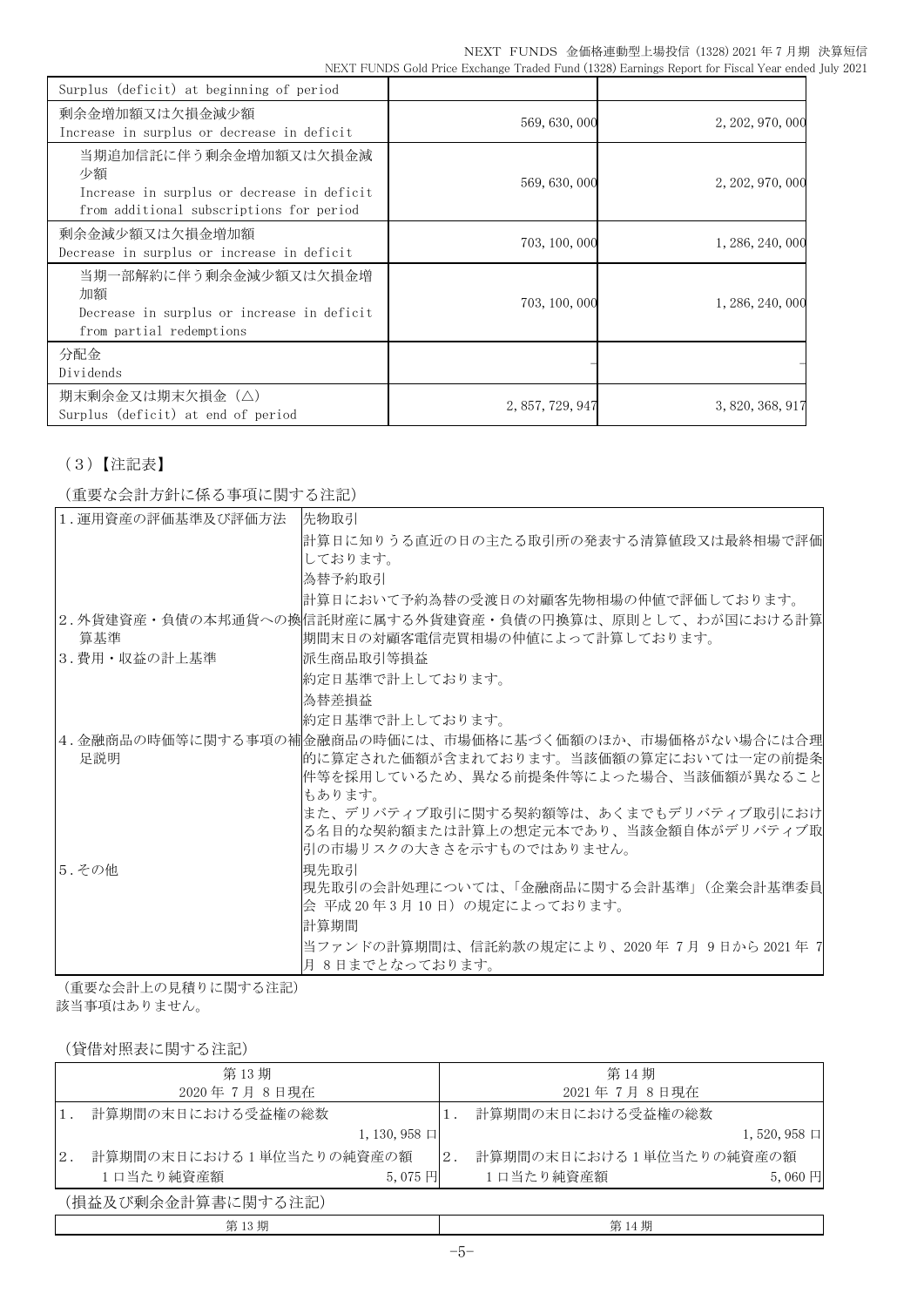| | | |
|---|---|---|
| Surplus (deficit) at beginning of period | | |
| 剰余金増加額又は欠損金減少額<br>Increase in surplus or decrease in deficit | 569,630,000 | 2,202,970,000 |
| 当期追加信託に伴う剰余金増加額又は欠損金減少額<br>Increase in surplus or decrease in deficit from additional subscriptions for period | 569,630,000 | 2,202,970,000 |
| 剰余金減少額又は欠損金増加額<br>Decrease in surplus or increase in deficit | 703,100,000 | 1,286,240,000 |
| 当期一部解約に伴う剰余金減少額又は欠損金増加額<br>Decrease in surplus or increase in deficit from partial redemptions | 703,100,000 | 1,286,240,000 |
| 分配金<br>Dividends | – | – |
| 期末剰余金又は期末欠損金（△）<br>Surplus (deficit) at end of period | 2,857,729,947 | 3,820,368,917 |

（3）【注記表】

（重要な会計方針に係る事項に関する注記）

| | |
|---|---|
| 1．運用資産の評価基準及び評価方法 | 先物取引<br>計算日に知りうる直近の日の主たる取引所の発表する清算値段又は最終相場で評価しております。<br>為替予約取引<br>計算日において予約為替の受渡日の対顧客先物相場の仲値で評価しております。 |
| 2．外貨建資産・負債の本邦通貨への換算基準 | 信託財産に属する外貨建資産・負債の円換算は、原則として、わが国における計算期間末日の対顧客電信売買相場の仲値によって計算しております。 |
| 3．費用・収益の計上基準 | 派生商品取引等損益<br>約定日基準で計上しております。<br>為替差損益<br>約定日基準で計上しております。 |
| 4．金融商品の時価等に関する事項の補足説明 | 金融商品の時価には、市場価格に基づく価額のほか、市場価格がない場合には合理的に算定された価額が含まれております。当該価額の算定においては一定の前提条件等を採用しているため、異なる前提条件等によった場合、当該価額が異なることもあります。<br>また、デリバティブ取引に関する契約額等は、あくまでもデリバティブ取引における名目的な契約額または計算上の想定元本であり、当該金額自体がデリバティブ取引の市場リスクの大きさを示すものではありません。 |
| 5．その他 | 現先取引<br>現先取引の会計処理については、「金融商品に関する会計基準」（企業会計基準委員会 平成20年3月10日）の規定によっております。<br>計算期間<br>当ファンドの計算期間は、信託約款の規定により、2020年 7月 9日から2021年 7月 8日までとなっております。 |

（重要な会計上の見積りに関する注記）
該当事項はありません。

（貸借対照表に関する注記）

| 第13期<br>2020年 7月 8日現在 | | 第14期<br>2021年 7月 8日現在 | |
|---|---|---|---|
| 1．計算期間の末日における受益権の総数 | 1,130,958口 | 1．計算期間の末日における受益権の総数 | 1,520,958口 |
| 2．計算期間の末日における1単位当たりの純資産の額<br>1口当たり純資産額 | 5,075円 | 2．計算期間の末日における1単位当たりの純資産の額<br>1口当たり純資産額 | 5,060円 |

（損益及び剰余金計算書に関する注記）

| 第13期 | 第14期 |
|---|---|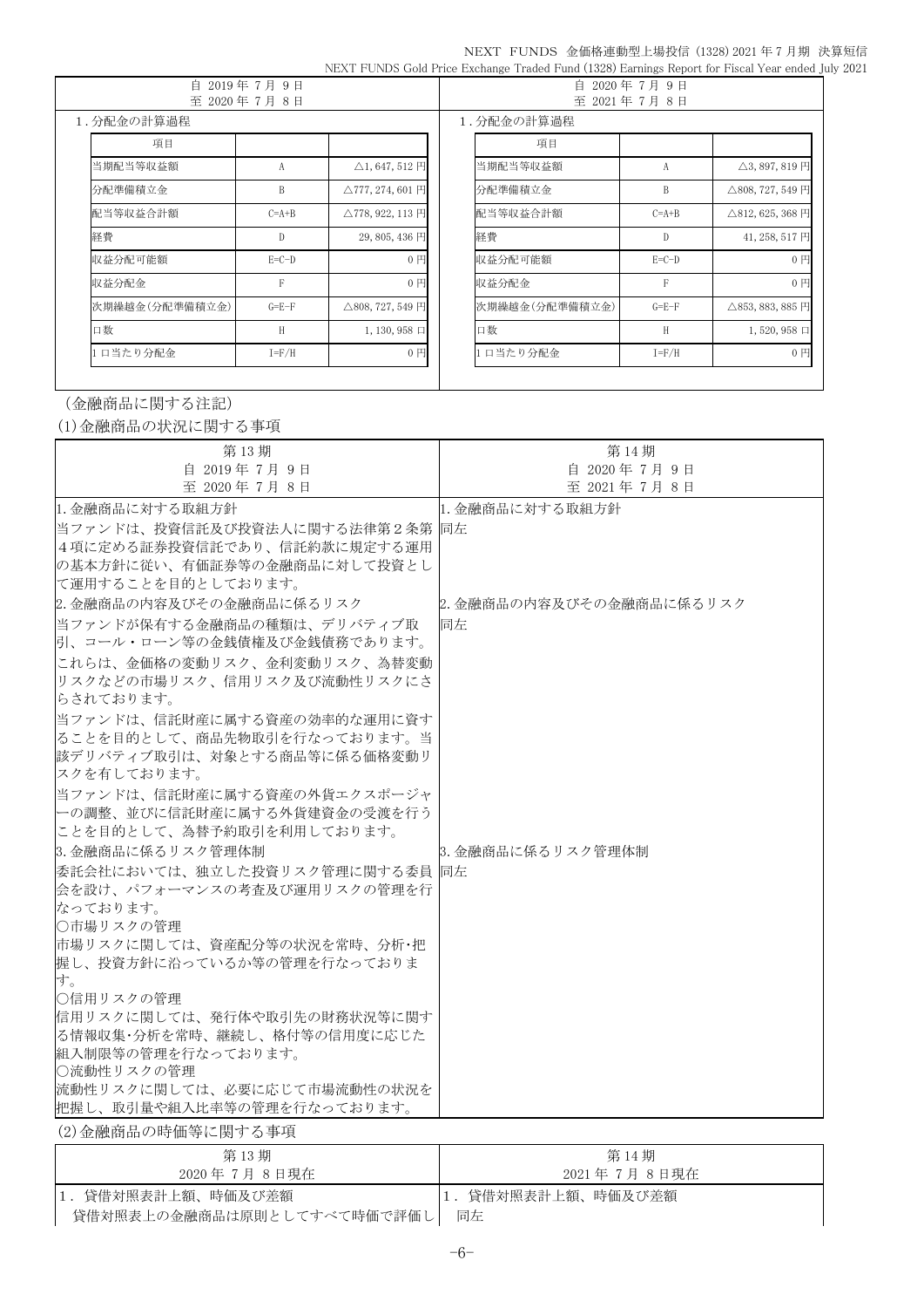| 自 2019年 7月 9日<br>至 2020年 7月 8日 | | | 自 2020年 7月 9日<br>至 2021年 7月 8日 | | |
|---|---|---|---|---|---|
| 1．分配金の計算過程 | | | 1．分配金の計算過程 | | |
| 項目 | | | 項目 | | |
| 当期配当等収益額 | A | △1,647,512 円 | 当期配当等収益額 | A | △3,897,819 円 |
| 分配準備積立金 | B | △777,274,601 円 | 分配準備積立金 | B | △808,727,549 円 |
| 配当等収益合計額 | C=A+B | △778,922,113 円 | 配当等収益合計額 | C=A+B | △812,625,368 円 |
| 経費 | D | 29,805,436 円 | 経費 | D | 41,258,517 円 |
| 収益分配可能額 | E=C-D | 0 円 | 収益分配可能額 | E=C-D | 0 円 |
| 収益分配金 | F | 0 円 | 収益分配金 | F | 0 円 |
| 次期繰越金(分配準備積立金) | G=E-F | △808,727,549 円 | 次期繰越金(分配準備積立金) | G=E-F | △853,883,885 円 |
| 口数 | H | 1,130,958 口 | 口数 | H | 1,520,958 口 |
| 1口当たり分配金 | I=F/H | 0 円 | 1口当たり分配金 | I=F/H | 0 円 |

（金融商品に関する注記）

(1)金融商品の状況に関する事項

| 第13期<br>自 2019年 7月 9日<br>至 2020年 7月 8日 | 第14期<br>自 2020年 7月 9日<br>至 2021年 7月 8日 |
|---|---|
| 1.金融商品に対する取組方針<br>当ファンドは、投資信託及び投資法人に関する法律第２条第４項に定める証券投資信託であり、信託約款に規定する運用の基本方針に従い、有価証券等の金融商品に対して投資として運用することを目的としております。 | 1.金融商品に対する取組方針<br>同左 |
| 2.金融商品の内容及びその金融商品に係るリスク<br>当ファンドが保有する金融商品の種類は、デリバティブ取引、コール・ローン等の金銭債権及び金銭債務であります。<br>これらは、金価格の変動リスク、金利変動リスク、為替変動リスクなどの市場リスク、信用リスク及び流動性リスクにさらされております。<br>当ファンドは、信託財産に属する資産の効率的な運用に資することを目的として、商品先物取引を行なっております。当該デリバティブ取引は、対象とする商品等に係る価格変動リスクを有しております。<br>当ファンドは、信託財産に属する資産の外貨エクスポージャーの調整、並びに信託財産に属する外貨建資金の受渡を行うことを目的として、為替予約取引を利用しております。 | 2.金融商品の内容及びその金融商品に係るリスク<br>同左 |
| 3.金融商品に係るリスク管理体制<br>委託会社においては、独立した投資リスク管理に関する委員会を設け、パフォーマンスの考査及び運用リスクの管理を行なっております。<br>○市場リスクの管理<br>市場リスクに関しては、資産配分等の状況を常時、分析･把握し、投資方針に沿っているか等の管理を行なっております。<br>○信用リスクの管理<br>信用リスクに関しては、発行体や取引先の財務状況等に関する情報収集･分析を常時、継続し、格付等の信用度に応じた組入制限等の管理を行なっております。<br>○流動性リスクの管理<br>流動性リスクに関しては、必要に応じて市場流動性の状況を把握し、取引量や組入比率等の管理を行なっております。 | 3.金融商品に係るリスク管理体制<br>同左 |

(2)金融商品の時価等に関する事項

| 第13期<br>2020年 7月 8日現在 | 第14期<br>2021年 7月 8日現在 |
|---|---|
| 1．貸借対照表計上額、時価及び差額<br>貸借対照表上の金融商品は原則としてすべて時価で評価し | 1．貸借対照表計上額、時価及び差額<br>同左 |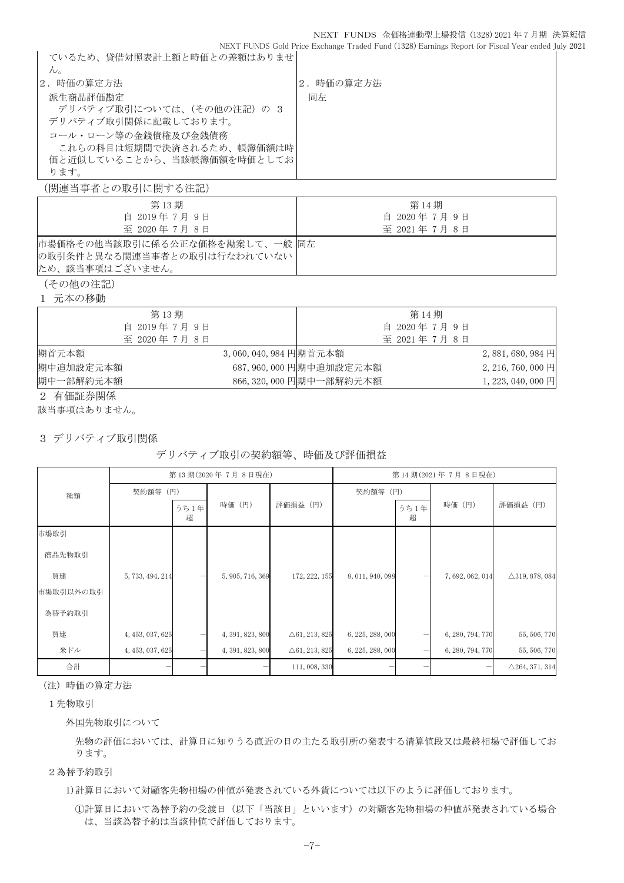| | |
|---|---|
| ているため、貸借対照表計上額と時価との差額はありません。 | |
| 2．時価の算定方法<br>派生商品評価勘定<br>デリバティブ取引については、（その他の注記）の 3 デリバティブ取引関係に記載しております。<br>コール・ローン等の金銭債権及び金銭債務<br>これらの科目は短期間で決済されるため、帳簿価額は時価と近似していることから、当該帳簿価額を時価としております。 | 2．時価の算定方法<br>同左 |

（関連当事者との取引に関する注記）

| 第 13 期<br>自 2019 年 7 月 9 日<br>至 2020 年 7 月 8 日 | 第 14 期<br>自 2020 年 7 月 9 日<br>至 2021 年 7 月 8 日 |
|---|---|
| 市場価格その他当該取引に係る公正な価格を勘案して、一般の取引条件と異なる関連当事者との取引は行なわれていないため、該当事項はございません。 | 同左 |

（その他の注記）

1 元本の移動

| 第 13 期<br>自 2019 年 7 月 9 日<br>至 2020 年 7 月 8 日 | | 第 14 期<br>自 2020 年 7 月 9 日<br>至 2021 年 7 月 8 日 | |
|---|---|---|---|
| 期首元本額 | 3, 060, 040, 984 円 | 期首元本額 | 2, 881, 680, 984 円 |
| 期中追加設定元本額 | 687, 960, 000 円 | 期中追加設定元本額 | 2, 216, 760, 000 円 |
| 期中一部解約元本額 | 866, 320, 000 円 | 期中一部解約元本額 | 1, 223, 040, 000 円 |

2 有価証券関係

該当事項はありません。

3 デリバティブ取引関係

デリバティブ取引の契約額等、時価及び評価損益

| 種類 | 第 13 期(2020 年 7 月 8 日現在) | | | | 第 14 期(2021 年 7 月 8 日現在) | | | |
|---|---|---|---|---|---|---|---|---|
| | 契約額等（円） | うち 1 年超 | 時価（円） | 評価損益（円） | 契約額等（円） | うち 1 年超 | 時価（円） | 評価損益（円） |
| 市場取引 | | | | | | | | |
| 商品先物取引 | | | | | | | | |
| 買建 | 5, 733, 494, 214 | − | 5, 905, 716, 369 | 172, 222, 155 | 8, 011, 940, 098 | − | 7, 692, 062, 014 | △319, 878, 084 |
| 市場取引以外の取引 | | | | | | | | |
| 為替予約取引 | | | | | | | | |
| 買建 | 4, 453, 037, 625 | − | 4, 391, 823, 800 | △61, 213, 825 | 6, 225, 288, 000 | − | 6, 280, 794, 770 | 55, 506, 770 |
| 米ドル | 4, 453, 037, 625 | − | 4, 391, 823, 800 | △61, 213, 825 | 6, 225, 288, 000 | − | 6, 280, 794, 770 | 55, 506, 770 |
| 合計 | − | − | − | 111, 008, 330 | − | − | − | △264, 371, 314 |

（注）時価の算定方法

1 先物取引

外国先物取引について

先物の評価においては、計算日に知りうる直近の日の主たる取引所の発表する清算値段又は最終相場で評価しております。

2 為替予約取引

1)計算日において対顧客先物相場の仲値が発表されている外貨については以下のように評価しております。

①計算日において為替予約の受渡日（以下「当該日」といいます）の対顧客先物相場の仲値が発表されている場合は、当該為替予約は当該仲値で評価しております。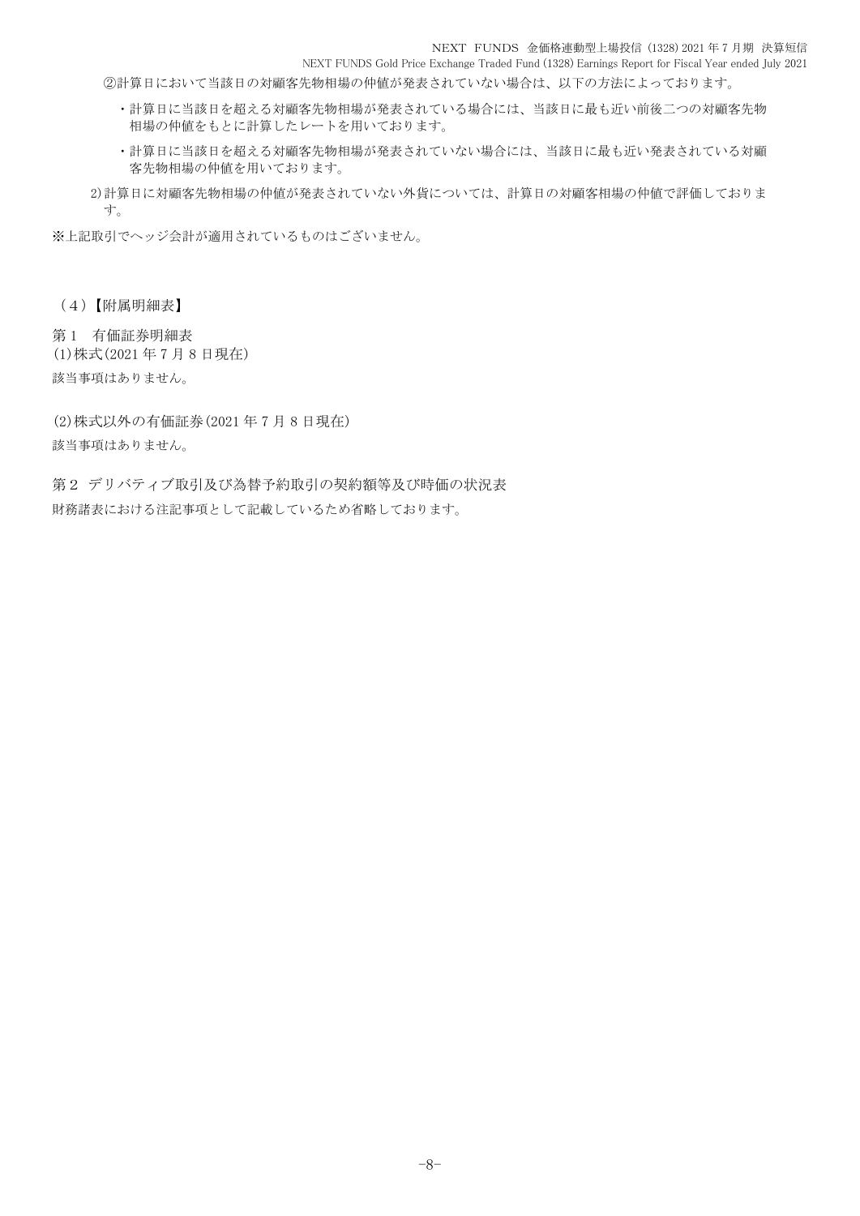②計算日において当該日の対顧客先物相場の仲値が発表されていない場合は、以下の方法によっております。

- 計算日に当該日を超える対顧客先物相場が発表されている場合には、当該日に最も近い前後二つの対顧客先物相場の仲値をもとに計算したレートを用いております。
- 計算日に当該日を超える対顧客先物相場が発表されていない場合には、当該日に最も近い発表されている対顧客先物相場の仲値を用いております。

2)計算日に対顧客先物相場の仲値が発表されていない外貨については、計算日の対顧客相場の仲値で評価しております。

※上記取引でヘッジ会計が適用されているものはございません。

（4）【附属明細表】

第1　有価証券明細表

(1)株式(2021年7月8日現在)

該当事項はありません。

(2)株式以外の有価証券(2021年7月8日現在)

該当事項はありません。

第2 デリバティブ取引及び為替予約取引の契約額等及び時価の状況表

財務諸表における注記事項として記載しているため省略しております。